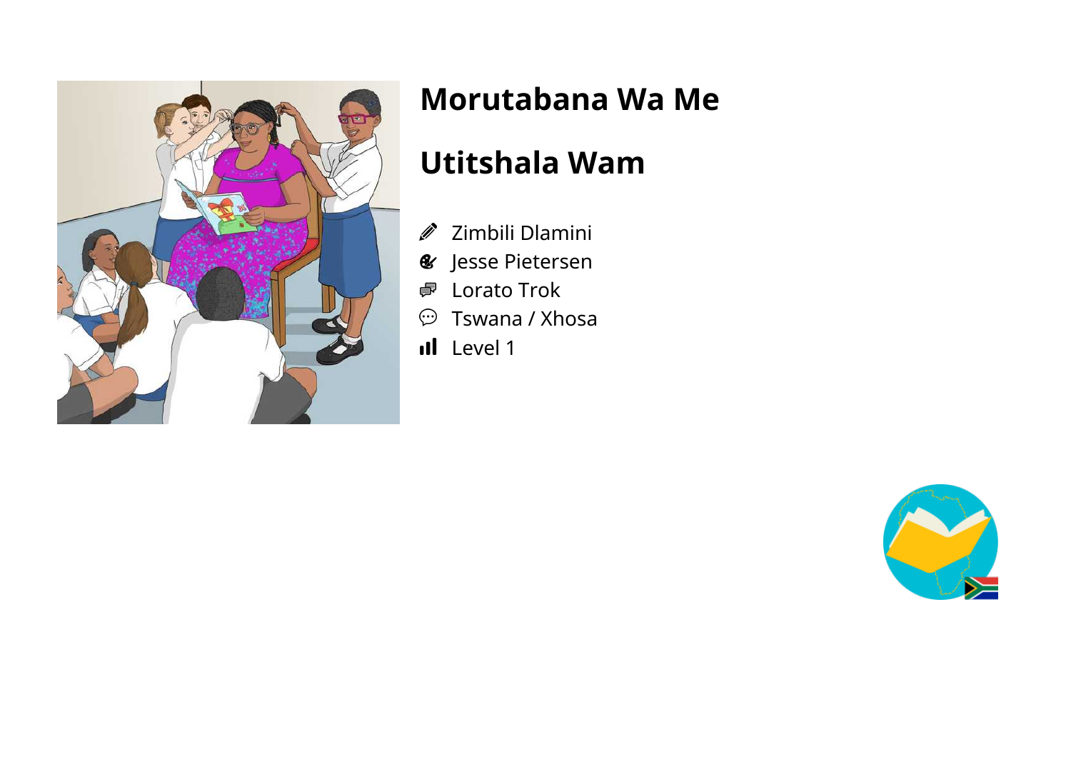# Morutabana Wa Me

# Utitshala Wam

- Zimbili Dlamini
- Jesse Pietersen
- Lorato Trok
- Tswana / Xhosa
- Level 1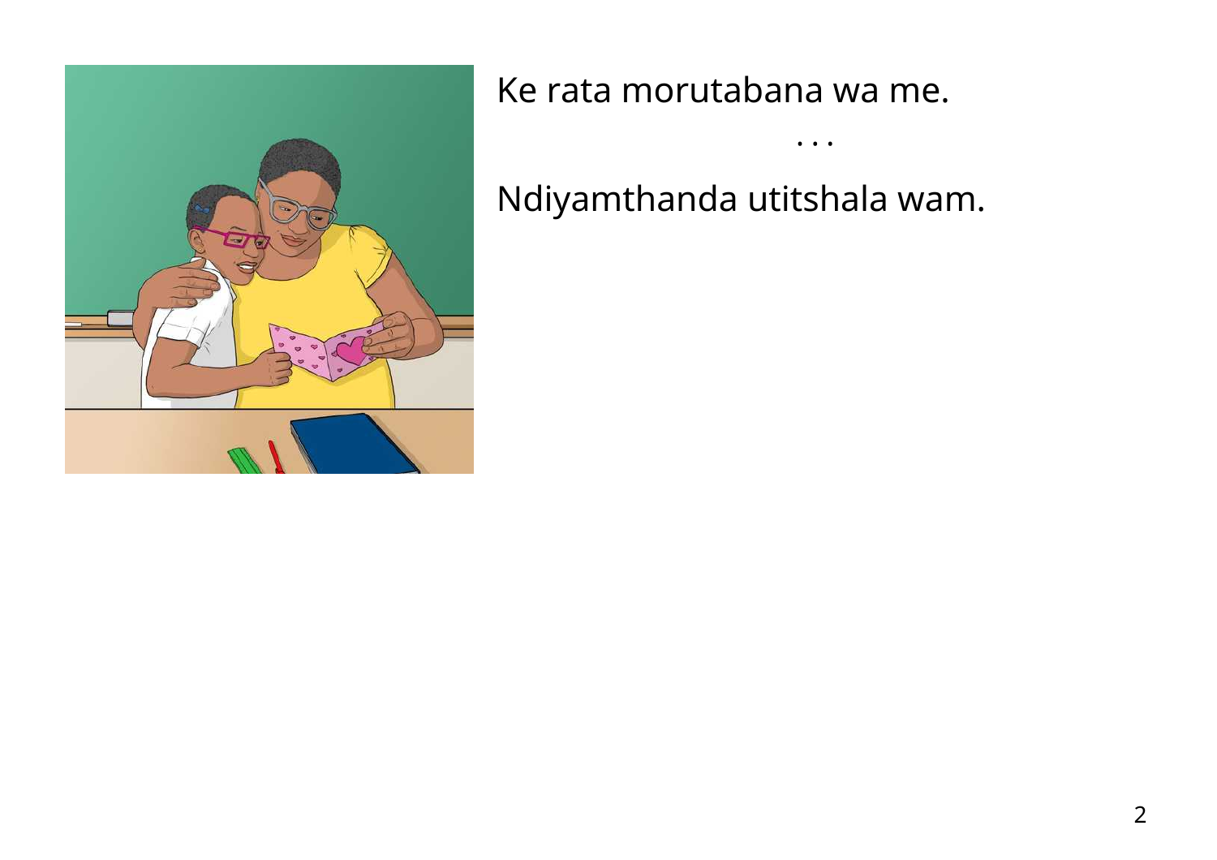Ke rata morutabana wa me.

. . .

Ndiyamthanda utitshala wam.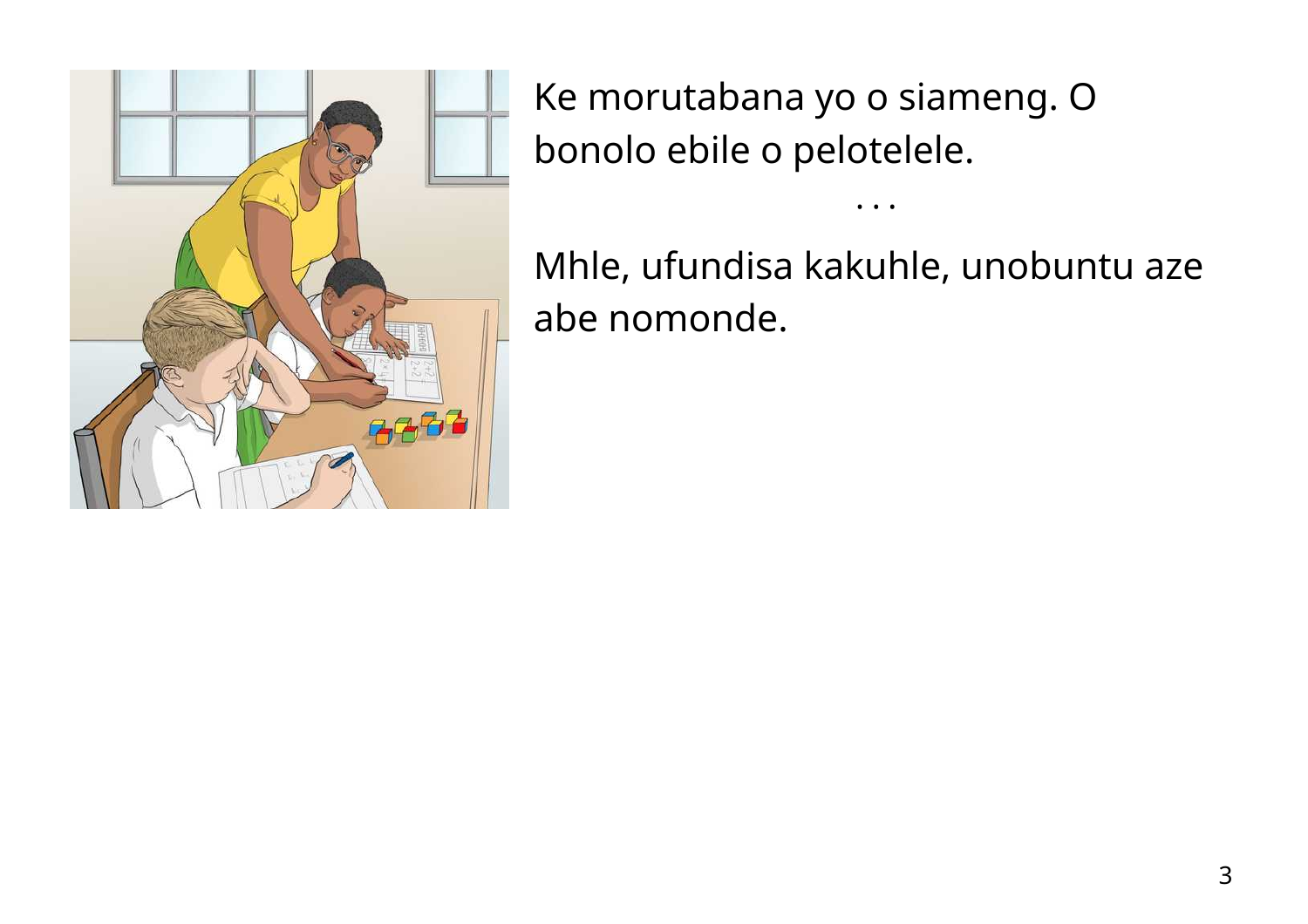Ke morutabana yo o siameng. O bonolo ebile o pelotelele.

. . .

Mhle, ufundisa kakuhle, unobuntu aze abe nomonde.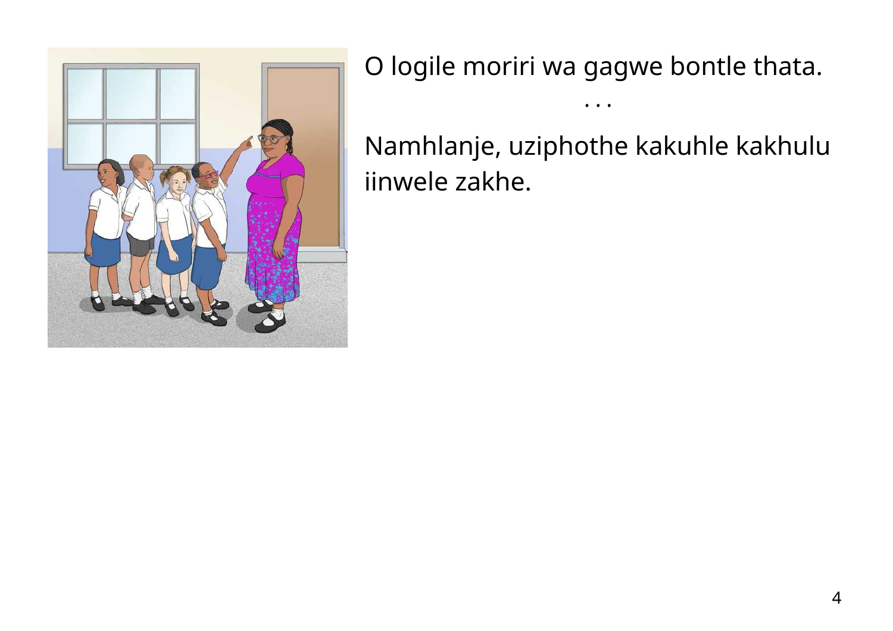O logile moriri wa gagwe bontle thata.

. . .

Namhlanje, uziphothe kakuhle kakhulu iinwele zakhe.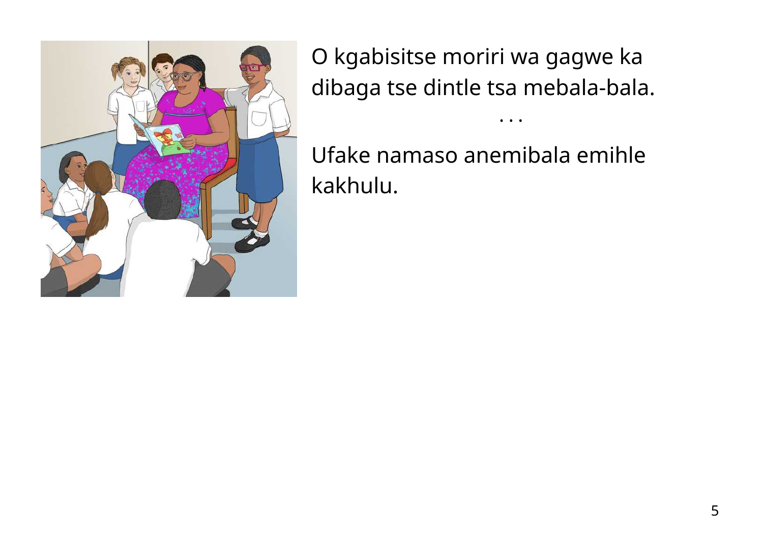O kgabisitse moriri wa gagwe ka dibaga tse dintle tsa mebala-bala.

. . .

Ufake namaso anemibala emihle kakhulu.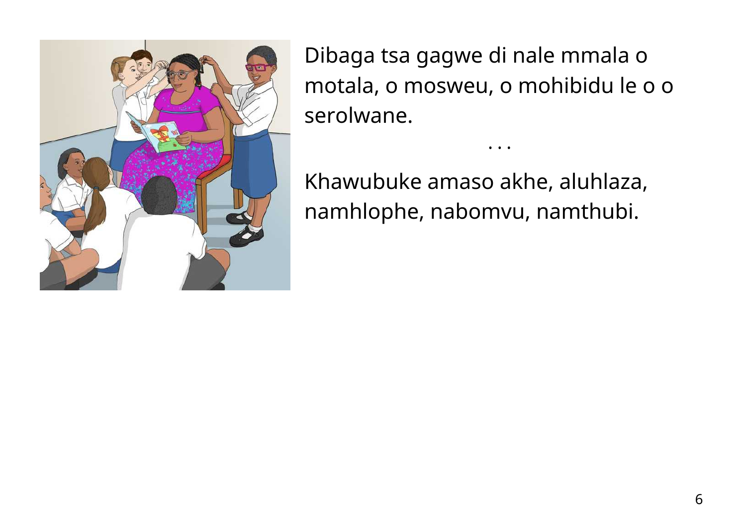Dibaga tsa gagwe di nale mmala o motala, o mosweu, o mohibidu le o o serolwane.

. . .

Khawubuke amaso akhe, aluhlaza, namhlophe, nabomvu, namthubi.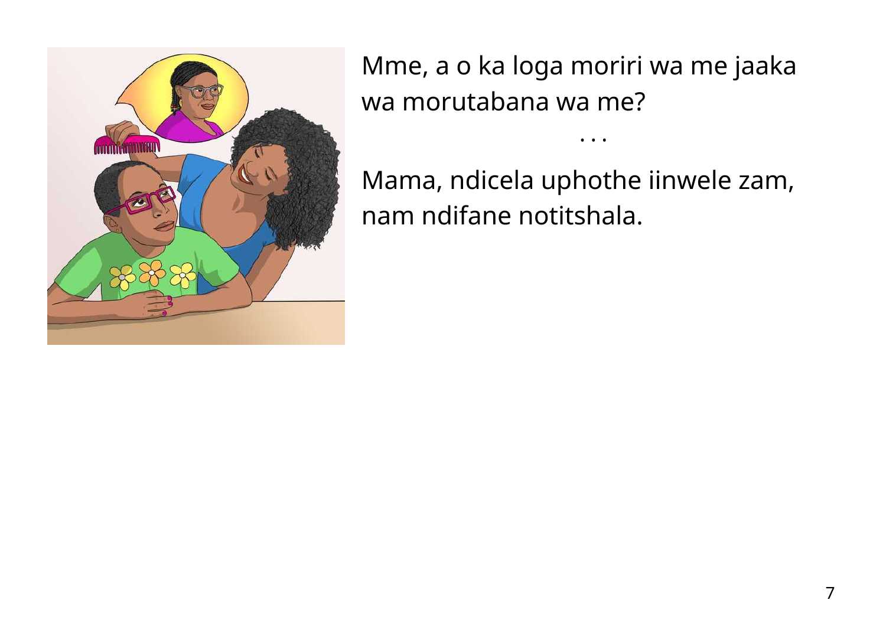Mme, a o ka loga moriri wa me jaaka wa morutabana wa me?

. . .

Mama, ndicela uphothe iinwele zam, nam ndifane notitshala.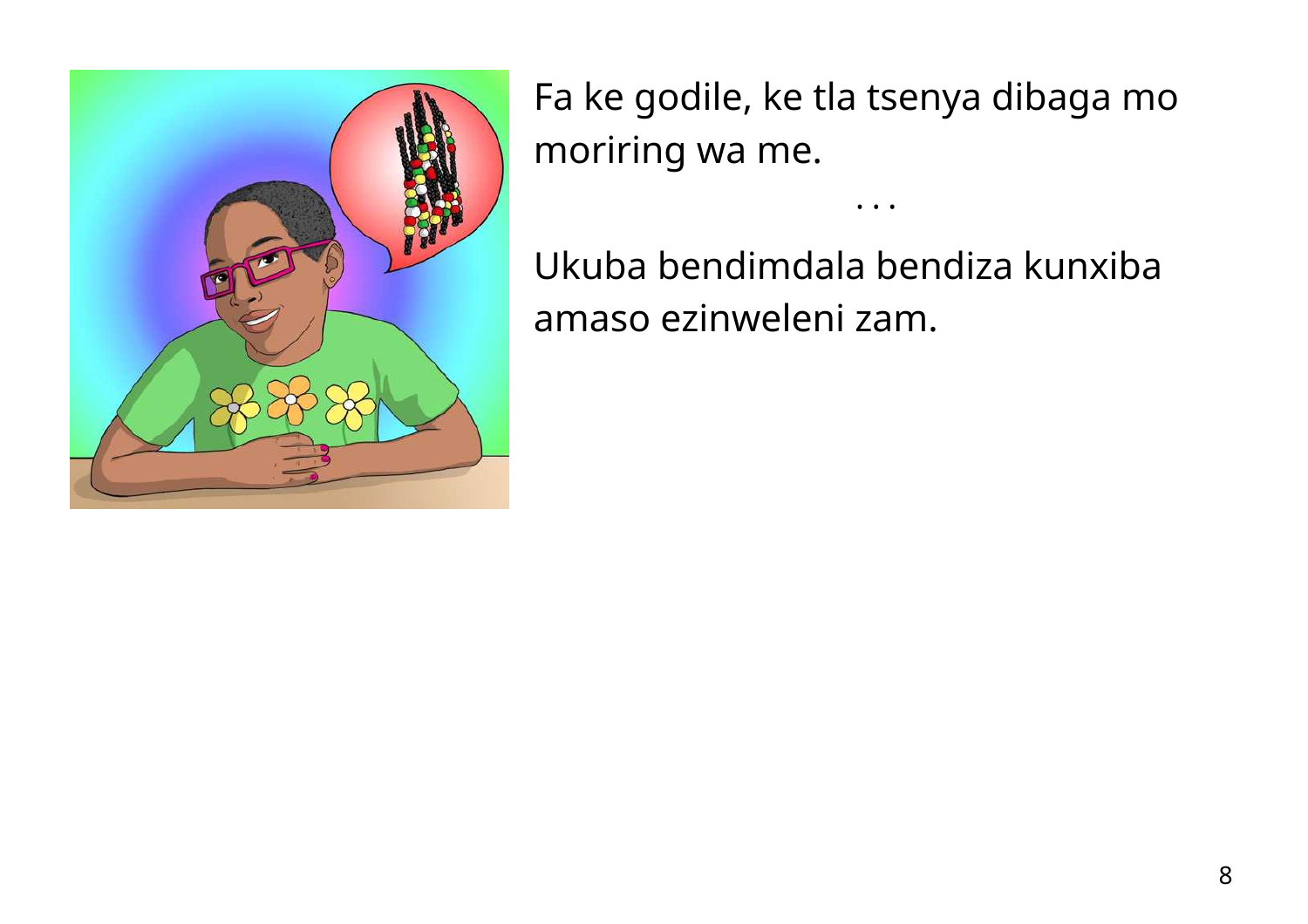Fa ke godile, ke tla tsenya dibaga mo moriring wa me.

. . .

Ukuba bendimdala bendiza kunxiba amaso ezinweleni zam.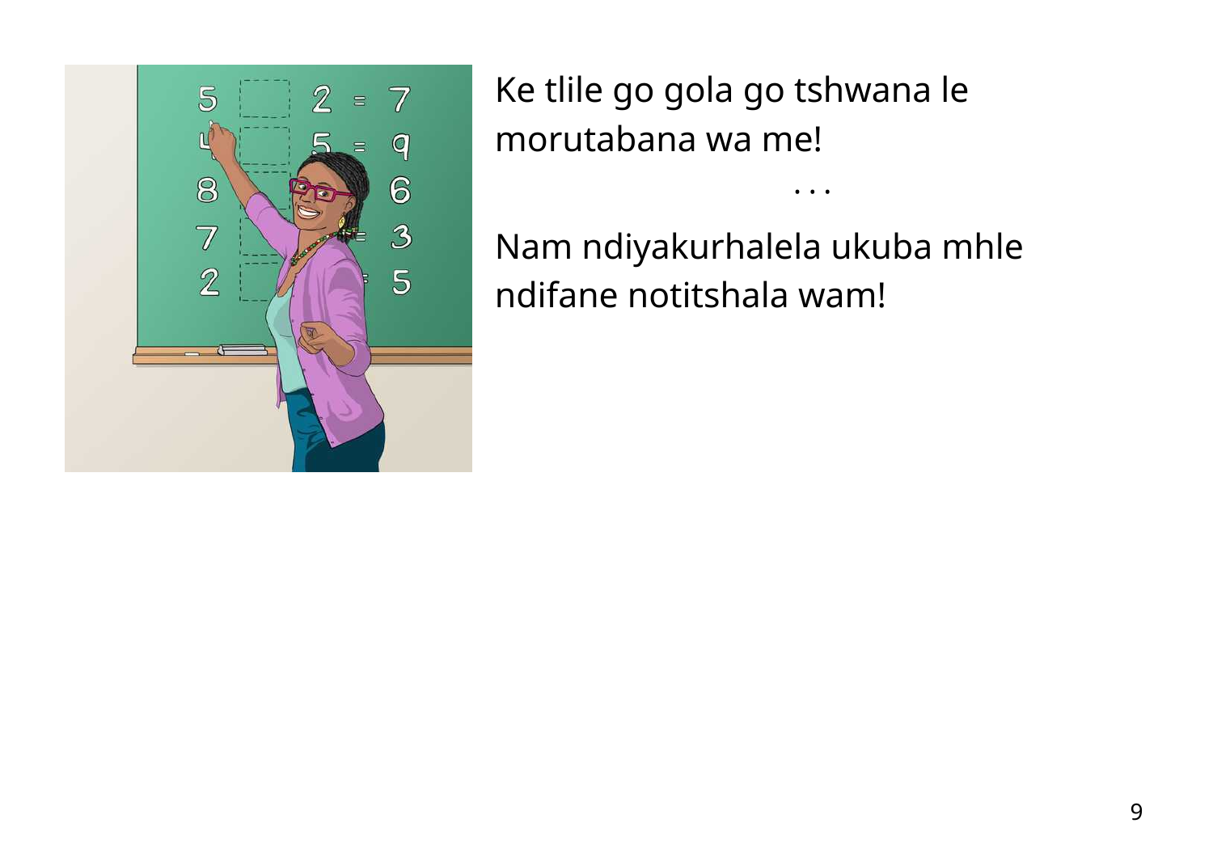Ke tlile go gola go tshwana le morutabana wa me!

. . .

Nam ndiyakurhalela ukuba mhle ndifane notitshala wam!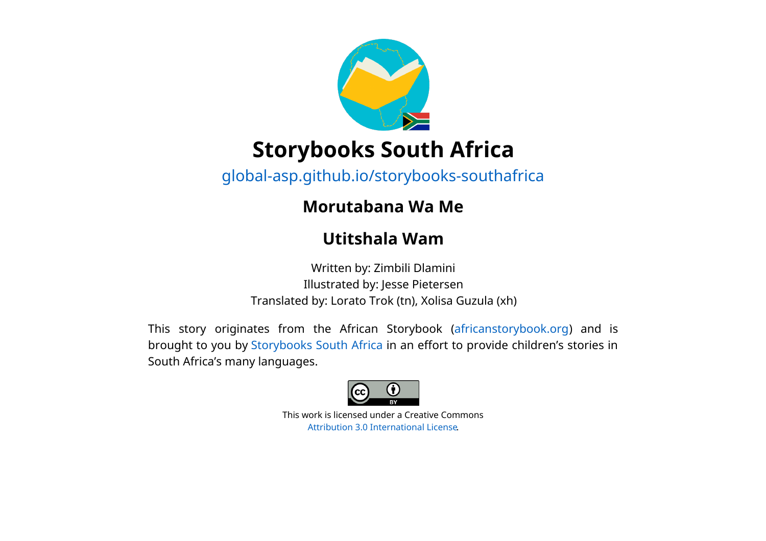# Storybooks South Africa

global-asp.github.io/storybooks-southafrica

## Morutabana Wa Me

## Utitshala Wam

Written by: Zimbili Dlamini
Illustrated by: Jesse Pietersen
Translated by: Lorato Trok (tn), Xolisa Guzula (xh)

This story originates from the African Storybook (africanstorybook.org) and is brought to you by Storybooks South Africa in an effort to provide children's stories in South Africa's many languages.

This work is licensed under a Creative Commons Attribution 3.0 International License.